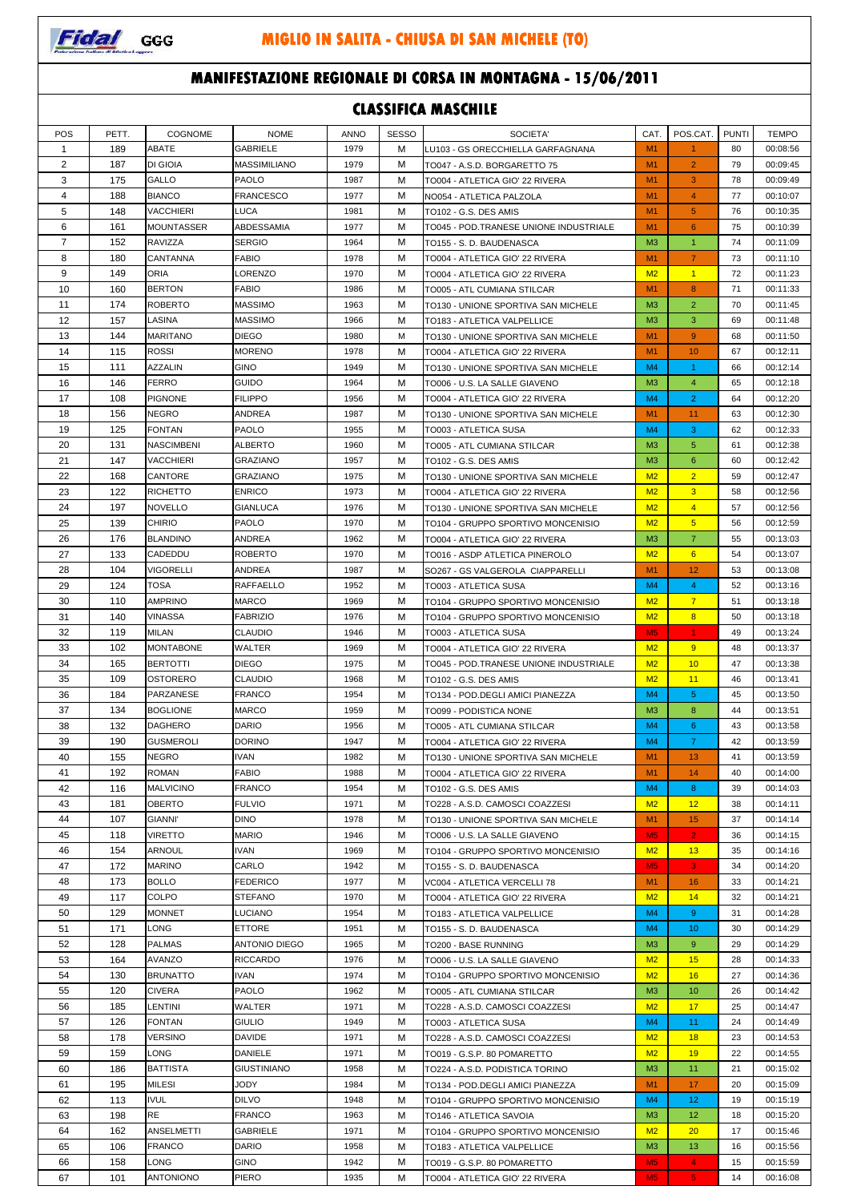# MIGLIO IN SALITA - CHIUSA DI SAN MICHELE (TO)

## MANIFESTAZIONE REGIONALE DI CORSA IN MONTAGNA - 15/06/2011

### CLASSIFICA MASCHILE

| POS | PETT. | COGNOME | NOME | ANNO | SESSO | SOCIETA' | CAT. | POS.CAT. | PUNTI | TEMPO |
|---|---|---|---|---|---|---|---|---|---|---|
| 1 | 189 | ABATE | GABRIELE | 1979 | M | LU103 - GS ORECCHIELLA GARFAGNANA | M1 | 1 | 80 | 00:08:56 |
| 2 | 187 | DI GIOIA | MASSIMILIANO | 1979 | M | TO047 - A.S.D. BORGARETTO 75 | M1 | 2 | 79 | 00:09:45 |
| 3 | 175 | GALLO | PAOLO | 1987 | M | TO004 - ATLETICA GIO' 22 RIVERA | M1 | 3 | 78 | 00:09:49 |
| 4 | 188 | BIANCO | FRANCESCO | 1977 | M | NO054 - ATLETICA PALZOLA | M1 | 4 | 77 | 00:10:07 |
| 5 | 148 | VACCHIERI | LUCA | 1981 | M | TO102 - G.S. DES AMIS | M1 | 5 | 76 | 00:10:35 |
| 6 | 161 | MOUNTASSER | ABDESSAMIA | 1977 | M | TO045 - POD.TRANESE UNIONE INDUSTRIALE | M1 | 6 | 75 | 00:10:39 |
| 7 | 152 | RAVIZZA | SERGIO | 1964 | M | TO155 - S. D. BAUDENASCA | M3 | 1 | 74 | 00:11:09 |
| 8 | 180 | CANTANNA | FABIO | 1978 | M | TO004 - ATLETICA GIO' 22 RIVERA | M1 | 7 | 73 | 00:11:10 |
| 9 | 149 | ORIA | LORENZO | 1970 | M | TO004 - ATLETICA GIO' 22 RIVERA | M2 | 1 | 72 | 00:11:23 |
| 10 | 160 | BERTON | FABIO | 1986 | M | TO005 - ATL CUMIANA STILCAR | M1 | 8 | 71 | 00:11:33 |
| 11 | 174 | ROBERTO | MASSIMO | 1963 | M | TO130 - UNIONE SPORTIVA SAN MICHELE | M3 | 2 | 70 | 00:11:45 |
| 12 | 157 | LASINA | MASSIMO | 1966 | M | TO183 - ATLETICA VALPELLICE | M3 | 3 | 69 | 00:11:48 |
| 13 | 144 | MARITANO | DIEGO | 1980 | M | TO130 - UNIONE SPORTIVA SAN MICHELE | M1 | 9 | 68 | 00:11:50 |
| 14 | 115 | ROSSI | MORENO | 1978 | M | TO004 - ATLETICA GIO' 22 RIVERA | M1 | 10 | 67 | 00:12:11 |
| 15 | 111 | AZZALIN | GINO | 1949 | M | TO130 - UNIONE SPORTIVA SAN MICHELE | M4 | 1 | 66 | 00:12:14 |
| 16 | 146 | FERRO | GUIDO | 1964 | M | TO006 - U.S. LA SALLE GIAVENO | M3 | 4 | 65 | 00:12:18 |
| 17 | 108 | PIGNONE | FILIPPO | 1956 | M | TO004 - ATLETICA GIO' 22 RIVERA | M4 | 2 | 64 | 00:12:20 |
| 18 | 156 | NEGRO | ANDREA | 1987 | M | TO130 - UNIONE SPORTIVA SAN MICHELE | M1 | 11 | 63 | 00:12:30 |
| 19 | 125 | FONTAN | PAOLO | 1955 | M | TO003 - ATLETICA SUSA | M4 | 3 | 62 | 00:12:33 |
| 20 | 131 | NASCIMBENI | ALBERTO | 1960 | M | TO005 - ATL CUMIANA STILCAR | M3 | 5 | 61 | 00:12:38 |
| 21 | 147 | VACCHIERI | GRAZIANO | 1957 | M | TO102 - G.S. DES AMIS | M3 | 6 | 60 | 00:12:42 |
| 22 | 168 | CANTORE | GRAZIANO | 1975 | M | TO130 - UNIONE SPORTIVA SAN MICHELE | M2 | 2 | 59 | 00:12:47 |
| 23 | 122 | RICHETTO | ENRICO | 1973 | M | TO004 - ATLETICA GIO' 22 RIVERA | M2 | 3 | 58 | 00:12:56 |
| 24 | 197 | NOVELLO | GIANLUCA | 1976 | M | TO130 - UNIONE SPORTIVA SAN MICHELE | M2 | 4 | 57 | 00:12:56 |
| 25 | 139 | CHIRIO | PAOLO | 1970 | M | TO104 - GRUPPO SPORTIVO MONCENISIO | M2 | 5 | 56 | 00:12:59 |
| 26 | 176 | BLANDINO | ANDREA | 1962 | M | TO004 - ATLETICA GIO' 22 RIVERA | M3 | 7 | 55 | 00:13:03 |
| 27 | 133 | CADEDDU | ROBERTO | 1970 | M | TO016 - ASDP ATLETICA PINEROLO | M2 | 6 | 54 | 00:13:07 |
| 28 | 104 | VIGORELLI | ANDREA | 1987 | M | SO267 - GS VALGEROLA CIAPPARELLI | M1 | 12 | 53 | 00:13:08 |
| 29 | 124 | TOSA | RAFFAELLO | 1952 | M | TO003 - ATLETICA SUSA | M4 | 4 | 52 | 00:13:16 |
| 30 | 110 | AMPRINO | MARCO | 1969 | M | TO104 - GRUPPO SPORTIVO MONCENISIO | M2 | 7 | 51 | 00:13:18 |
| 31 | 140 | VINASSA | FABRIZIO | 1976 | M | TO104 - GRUPPO SPORTIVO MONCENISIO | M2 | 8 | 50 | 00:13:18 |
| 32 | 119 | MILAN | CLAUDIO | 1946 | M | TO003 - ATLETICA SUSA | M5 | 1 | 49 | 00:13:24 |
| 33 | 102 | MONTABONE | WALTER | 1969 | M | TO004 - ATLETICA GIO' 22 RIVERA | M2 | 9 | 48 | 00:13:37 |
| 34 | 165 | BERTOTTI | DIEGO | 1975 | M | TO045 - POD.TRANESE UNIONE INDUSTRIALE | M2 | 10 | 47 | 00:13:38 |
| 35 | 109 | OSTORERO | CLAUDIO | 1968 | M | TO102 - G.S. DES AMIS | M2 | 11 | 46 | 00:13:41 |
| 36 | 184 | PARZANESE | FRANCO | 1954 | M | TO134 - POD.DEGLI AMICI PIANEZZA | M4 | 5 | 45 | 00:13:50 |
| 37 | 134 | BOGLIONE | MARCO | 1959 | M | TO099 - PODISTICA NONE | M3 | 8 | 44 | 00:13:51 |
| 38 | 132 | DAGHERO | DARIO | 1956 | M | TO005 - ATL CUMIANA STILCAR | M4 | 6 | 43 | 00:13:58 |
| 39 | 190 | GUSMEROLI | DORINO | 1947 | M | TO004 - ATLETICA GIO' 22 RIVERA | M4 | 7 | 42 | 00:13:59 |
| 40 | 155 | NEGRO | IVAN | 1982 | M | TO130 - UNIONE SPORTIVA SAN MICHELE | M1 | 13 | 41 | 00:13:59 |
| 41 | 192 | ROMAN | FABIO | 1988 | M | TO004 - ATLETICA GIO' 22 RIVERA | M1 | 14 | 40 | 00:14:00 |
| 42 | 116 | MALVICINO | FRANCO | 1954 | M | TO102 - G.S. DES AMIS | M4 | 8 | 39 | 00:14:03 |
| 43 | 181 | OBERTO | FULVIO | 1971 | M | TO228 - A.S.D. CAMOSCI COAZZESI | M2 | 12 | 38 | 00:14:11 |
| 44 | 107 | GIANNI' | DINO | 1978 | M | TO130 - UNIONE SPORTIVA SAN MICHELE | M1 | 15 | 37 | 00:14:14 |
| 45 | 118 | VIRETTO | MARIO | 1946 | M | TO006 - U.S. LA SALLE GIAVENO | M5 | 2 | 36 | 00:14:15 |
| 46 | 154 | ARNOUL | IVAN | 1969 | M | TO104 - GRUPPO SPORTIVO MONCENISIO | M2 | 13 | 35 | 00:14:16 |
| 47 | 172 | MARINO | CARLO | 1942 | M | TO155 - S. D. BAUDENASCA | M5 | 3 | 34 | 00:14:20 |
| 48 | 173 | BOLLO | FEDERICO | 1977 | M | VC004 - ATLETICA VERCELLI 78 | M1 | 16 | 33 | 00:14:21 |
| 49 | 117 | COLPO | STEFANO | 1970 | M | TO004 - ATLETICA GIO' 22 RIVERA | M2 | 14 | 32 | 00:14:21 |
| 50 | 129 | MONNET | LUCIANO | 1954 | M | TO183 - ATLETICA VALPELLICE | M4 | 9 | 31 | 00:14:28 |
| 51 | 171 | LONG | ETTORE | 1951 | M | TO155 - S. D. BAUDENASCA | M4 | 10 | 30 | 00:14:29 |
| 52 | 128 | PALMAS | ANTONIO DIEGO | 1965 | M | TO200 - BASE RUNNING | M3 | 9 | 29 | 00:14:29 |
| 53 | 164 | AVANZO | RICCARDO | 1976 | M | TO006 - U.S. LA SALLE GIAVENO | M2 | 15 | 28 | 00:14:33 |
| 54 | 130 | BRUNATTO | IVAN | 1974 | M | TO104 - GRUPPO SPORTIVO MONCENISIO | M2 | 16 | 27 | 00:14:36 |
| 55 | 120 | CIVERA | PAOLO | 1962 | M | TO005 - ATL CUMIANA STILCAR | M3 | 10 | 26 | 00:14:42 |
| 56 | 185 | LENTINI | WALTER | 1971 | M | TO228 - A.S.D. CAMOSCI COAZZESI | M2 | 17 | 25 | 00:14:47 |
| 57 | 126 | FONTAN | GIULIO | 1949 | M | TO003 - ATLETICA SUSA | M4 | 11 | 24 | 00:14:49 |
| 58 | 178 | VERSINO | DAVIDE | 1971 | M | TO228 - A.S.D. CAMOSCI COAZZESI | M2 | 18 | 23 | 00:14:53 |
| 59 | 159 | LONG | DANIELE | 1971 | M | TO019 - G.S.P. 80 POMARETTO | M2 | 19 | 22 | 00:14:55 |
| 60 | 186 | BATTISTA | GIUSTINIANO | 1958 | M | TO224 - A.S.D. PODISTICA TORINO | M3 | 11 | 21 | 00:15:02 |
| 61 | 195 | MILESI | JODY | 1984 | M | TO134 - POD.DEGLI AMICI PIANEZZA | M1 | 17 | 20 | 00:15:09 |
| 62 | 113 | IVUL | DILVO | 1948 | M | TO104 - GRUPPO SPORTIVO MONCENISIO | M4 | 12 | 19 | 00:15:19 |
| 63 | 198 | RE | FRANCO | 1963 | M | TO146 - ATLETICA SAVOIA | M3 | 12 | 18 | 00:15:20 |
| 64 | 162 | ANSELMETTI | GABRIELE | 1971 | M | TO104 - GRUPPO SPORTIVO MONCENISIO | M2 | 20 | 17 | 00:15:46 |
| 65 | 106 | FRANCO | DARIO | 1958 | M | TO183 - ATLETICA VALPELLICE | M3 | 13 | 16 | 00:15:56 |
| 66 | 158 | LONG | GINO | 1942 | M | TO019 - G.S.P. 80 POMARETTO | M5 | 4 | 15 | 00:15:59 |
| 67 | 101 | ANTONIONO | PIERO | 1935 | M | TO004 - ATLETICA GIO' 22 RIVERA | M5 | 5 | 14 | 00:16:08 |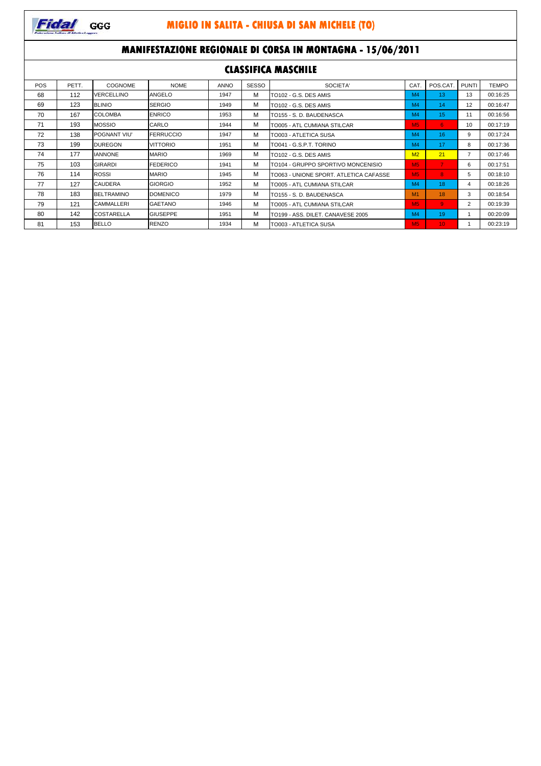# MIGLIO IN SALITA - CHIUSA DI SAN MICHELE (TO)

## MANIFESTAZIONE REGIONALE DI CORSA IN MONTAGNA - 15/06/2011

### CLASSIFICA MASCHILE

| POS | PETT. | COGNOME | NOME | ANNO | SESSO | SOCIETA' | CAT. | POS.CAT. | PUNTI | TEMPO |
|---|---|---|---|---|---|---|---|---|---|---|
| 68 | 112 | VERCELLINO | ANGELO | 1947 | M | TO102 - G.S. DES AMIS | M4 | 13 | 13 | 00:16:25 |
| 69 | 123 | BLINIO | SERGIO | 1949 | M | TO102 - G.S. DES AMIS | M4 | 14 | 12 | 00:16:47 |
| 70 | 167 | COLOMBA | ENRICO | 1953 | M | TO155 - S. D. BAUDENASCA | M4 | 15 | 11 | 00:16:56 |
| 71 | 193 | MOSSIO | CARLO | 1944 | M | TO005 - ATL CUMIANA STILCAR | M5 | 6 | 10 | 00:17:19 |
| 72 | 138 | POGNANT VIU' | FERRUCCIO | 1947 | M | TO003 - ATLETICA SUSA | M4 | 16 | 9 | 00:17:24 |
| 73 | 199 | DUREGON | VITTORIO | 1951 | M | TO041 - G.S.P.T. TORINO | M4 | 17 | 8 | 00:17:36 |
| 74 | 177 | IANNONE | MARIO | 1969 | M | TO102 - G.S. DES AMIS | M2 | 21 | 7 | 00:17:46 |
| 75 | 103 | GIRARDI | FEDERICO | 1941 | M | TO104 - GRUPPO SPORTIVO MONCENISIO | M5 | 7 | 6 | 00:17:51 |
| 76 | 114 | ROSSI | MARIO | 1945 | M | TO063 - UNIONE SPORT. ATLETICA CAFASSE | M5 | 8 | 5 | 00:18:10 |
| 77 | 127 | CAUDERA | GIORGIO | 1952 | M | TO005 - ATL CUMIANA STILCAR | M4 | 18 | 4 | 00:18:26 |
| 78 | 183 | BELTRAMINO | DOMENICO | 1979 | M | TO155 - S. D. BAUDENASCA | M1 | 18 | 3 | 00:18:54 |
| 79 | 121 | CAMMALLERI | GAETANO | 1946 | M | TO005 - ATL CUMIANA STILCAR | M5 | 9 | 2 | 00:19:39 |
| 80 | 142 | COSTARELLA | GIUSEPPE | 1951 | M | TO199 - ASS. DILET. CANAVESE 2005 | M4 | 19 | 1 | 00:20:09 |
| 81 | 153 | BELLO | RENZO | 1934 | M | TO003 - ATLETICA SUSA | M5 | 10 | 1 | 00:23:19 |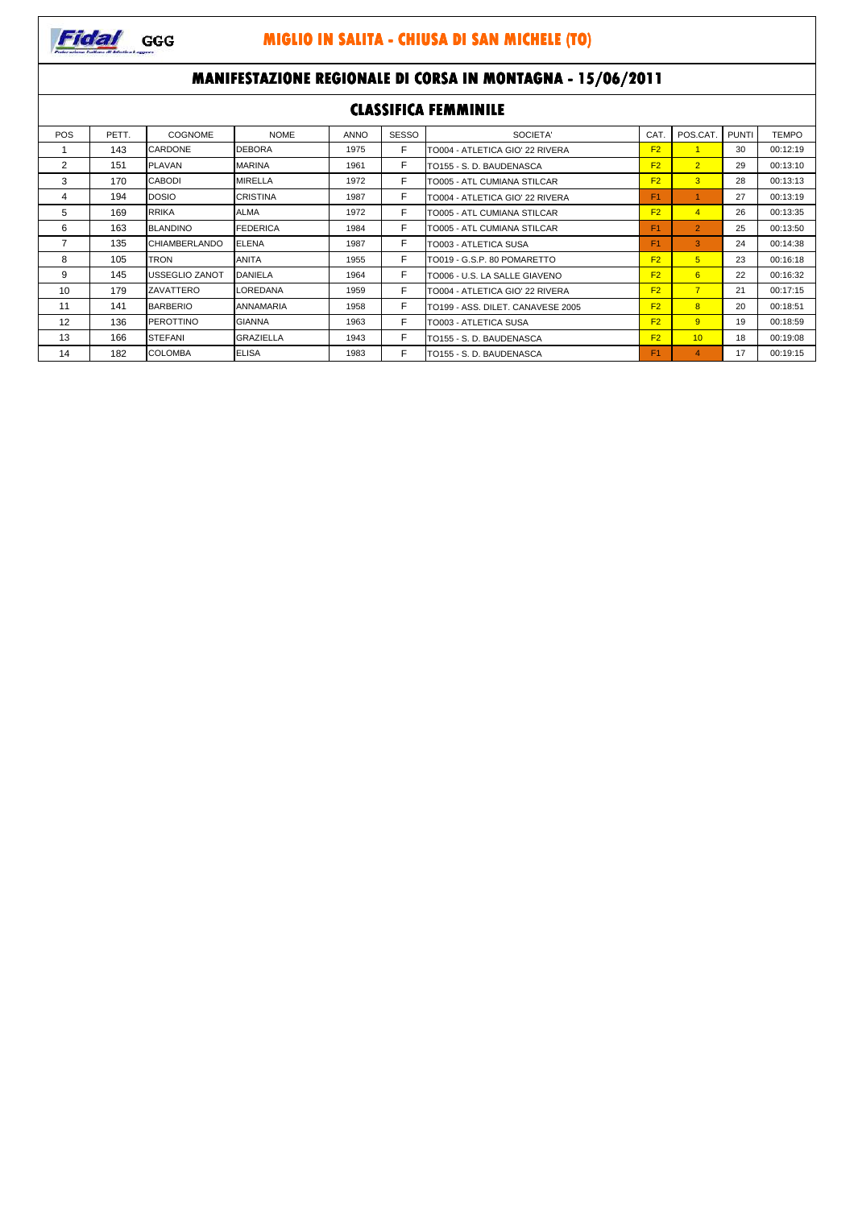Fidal GGG

# MIGLIO IN SALITA - CHIUSA DI SAN MICHELE (TO)

## MANIFESTAZIONE REGIONALE DI CORSA IN MONTAGNA - 15/06/2011

### CLASSIFICA FEMMINILE

| POS | PETT. | COGNOME | NOME | ANNO | SESSO | SOCIETA' | CAT. | POS.CAT. | PUNTI | TEMPO |
|---|---|---|---|---|---|---|---|---|---|---|
| 1 | 143 | CARDONE | DEBORA | 1975 | F | TO004 - ATLETICA GIO' 22 RIVERA | F2 | 1 | 30 | 00:12:19 |
| 2 | 151 | PLAVAN | MARINA | 1961 | F | TO155 - S. D. BAUDENASCA | F2 | 2 | 29 | 00:13:10 |
| 3 | 170 | CABODI | MIRELLA | 1972 | F | TO005 - ATL CUMIANA STILCAR | F2 | 3 | 28 | 00:13:13 |
| 4 | 194 | DOSIO | CRISTINA | 1987 | F | TO004 - ATLETICA GIO' 22 RIVERA | F1 | 1 | 27 | 00:13:19 |
| 5 | 169 | RRIKA | ALMA | 1972 | F | TO005 - ATL CUMIANA STILCAR | F2 | 4 | 26 | 00:13:35 |
| 6 | 163 | BLANDINO | FEDERICA | 1984 | F | TO005 - ATL CUMIANA STILCAR | F1 | 2 | 25 | 00:13:50 |
| 7 | 135 | CHIAMBERLANDO | ELENA | 1987 | F | TO003 - ATLETICA SUSA | F1 | 3 | 24 | 00:14:38 |
| 8 | 105 | TRON | ANITA | 1955 | F | TO019 - G.S.P. 80 POMARETTO | F2 | 5 | 23 | 00:16:18 |
| 9 | 145 | USSEGLIO ZANOT | DANIELA | 1964 | F | TO006 - U.S. LA SALLE GIAVENO | F2 | 6 | 22 | 00:16:32 |
| 10 | 179 | ZAVATTERO | LOREDANA | 1959 | F | TO004 - ATLETICA GIO' 22 RIVERA | F2 | 7 | 21 | 00:17:15 |
| 11 | 141 | BARBERIO | ANNAMARIA | 1958 | F | TO199 - ASS. DILET. CANAVESE 2005 | F2 | 8 | 20 | 00:18:51 |
| 12 | 136 | PEROTTINO | GIANNA | 1963 | F | TO003 - ATLETICA SUSA | F2 | 9 | 19 | 00:18:59 |
| 13 | 166 | STEFANI | GRAZIELLA | 1943 | F | TO155 - S. D. BAUDENASCA | F2 | 10 | 18 | 00:19:08 |
| 14 | 182 | COLOMBA | ELISA | 1983 | F | TO155 - S. D. BAUDENASCA | F1 | 4 | 17 | 00:19:15 |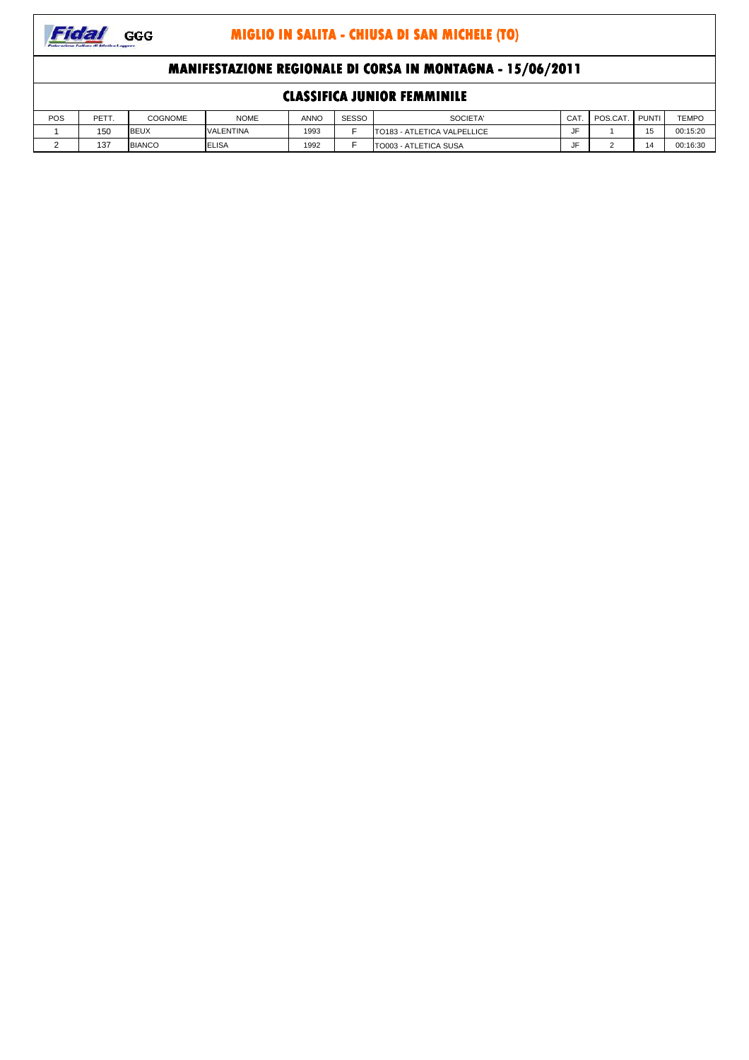Fidal GGG

# MIGLIO IN SALITA - CHIUSA DI SAN MICHELE (TO)

## MANIFESTAZIONE REGIONALE DI CORSA IN MONTAGNA - 15/06/2011

### CLASSIFICA JUNIOR FEMMINILE

| POS | PETT. | COGNOME | NOME | ANNO | SESSO | SOCIETA' | CAT. | POS.CAT. | PUNTI | TEMPO |
|---|---|---|---|---|---|---|---|---|---|---|
| 1 | 150 | BEUX | VALENTINA | 1993 | F | TO183 - ATLETICA VALPELLICE | JF | 1 | 15 | 00:15:20 |
| 2 | 137 | BIANCO | ELISA | 1992 | F | TO003 - ATLETICA SUSA | JF | 2 | 14 | 00:16:30 |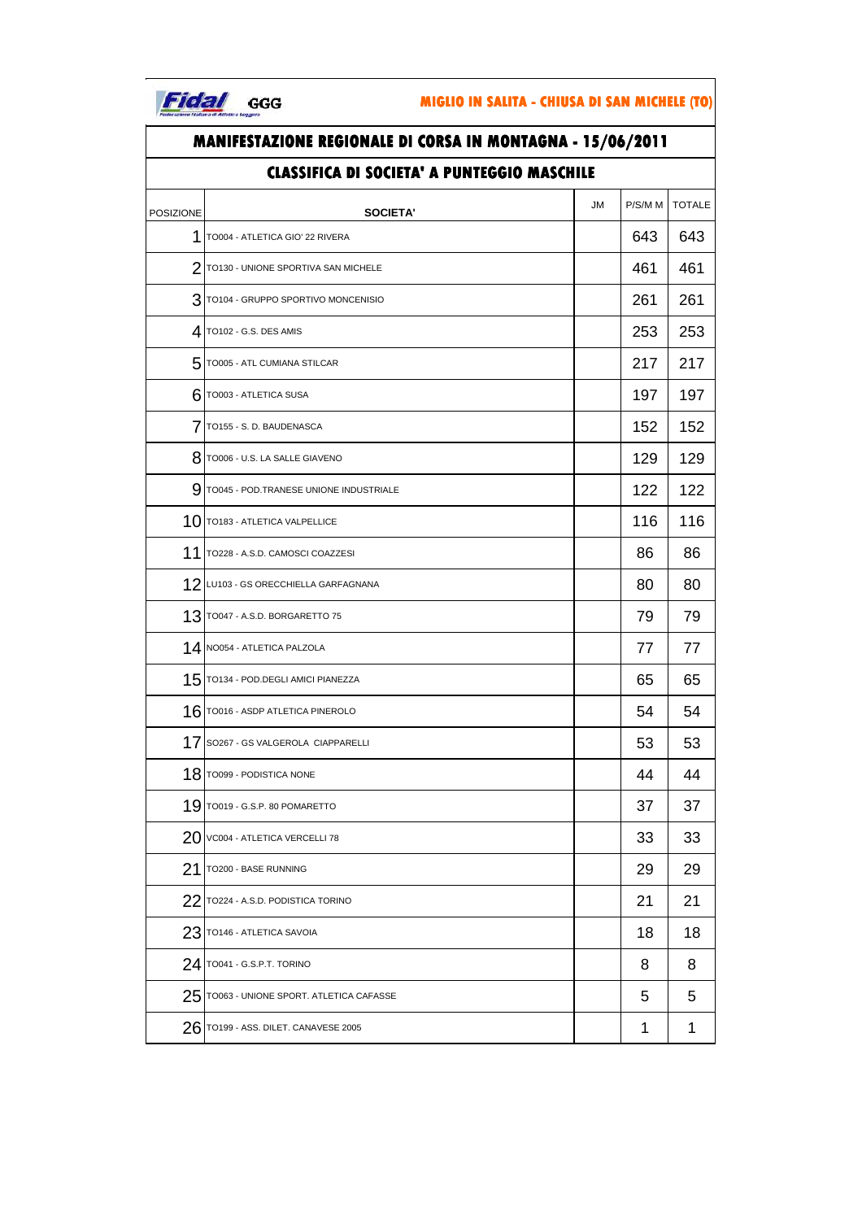Fidal GGG

**MIGLIO IN SALITA - CHIUSA DI SAN MICHELE (TO)**

# MANIFESTAZIONE REGIONALE DI CORSA IN MONTAGNA - 15/06/2011

## CLASSIFICA DI SOCIETA' A PUNTEGGIO MASCHILE

| POSIZIONE | SOCIETA' | JM | P/S/M M | TOTALE |
|---|---|---|---|---|
| 1 | TO004 - ATLETICA GIO' 22 RIVERA | | 643 | 643 |
| 2 | TO130 - UNIONE SPORTIVA SAN MICHELE | | 461 | 461 |
| 3 | TO104 - GRUPPO SPORTIVO MONCENISIO | | 261 | 261 |
| 4 | TO102 - G.S. DES AMIS | | 253 | 253 |
| 5 | TO005 - ATL CUMIANA STILCAR | | 217 | 217 |
| 6 | TO003 - ATLETICA SUSA | | 197 | 197 |
| 7 | TO155 - S. D. BAUDENASCA | | 152 | 152 |
| 8 | TO006 - U.S. LA SALLE GIAVENO | | 129 | 129 |
| 9 | TO045 - POD.TRANESE UNIONE INDUSTRIALE | | 122 | 122 |
| 10 | TO183 - ATLETICA VALPELLICE | | 116 | 116 |
| 11 | TO228 - A.S.D. CAMOSCI COAZZESI | | 86 | 86 |
| 12 | LU103 - GS ORECCHIELLA GARFAGNANA | | 80 | 80 |
| 13 | TO047 - A.S.D. BORGARETTO 75 | | 79 | 79 |
| 14 | NO054 - ATLETICA PALZOLA | | 77 | 77 |
| 15 | TO134 - POD.DEGLI AMICI PIANEZZA | | 65 | 65 |
| 16 | TO016 - ASDP ATLETICA PINEROLO | | 54 | 54 |
| 17 | SO267 - GS VALGEROLA CIAPPARELLI | | 53 | 53 |
| 18 | TO099 - PODISTICA NONE | | 44 | 44 |
| 19 | TO019 - G.S.P. 80 POMARETTO | | 37 | 37 |
| 20 | VC004 - ATLETICA VERCELLI 78 | | 33 | 33 |
| 21 | TO200 - BASE RUNNING | | 29 | 29 |
| 22 | TO224 - A.S.D. PODISTICA TORINO | | 21 | 21 |
| 23 | TO146 - ATLETICA SAVOIA | | 18 | 18 |
| 24 | TO041 - G.S.P.T. TORINO | | 8 | 8 |
| 25 | TO063 - UNIONE SPORT. ATLETICA CAFASSE | | 5 | 5 |
| 26 | TO199 - ASS. DILET. CANAVESE 2005 | | 1 | 1 |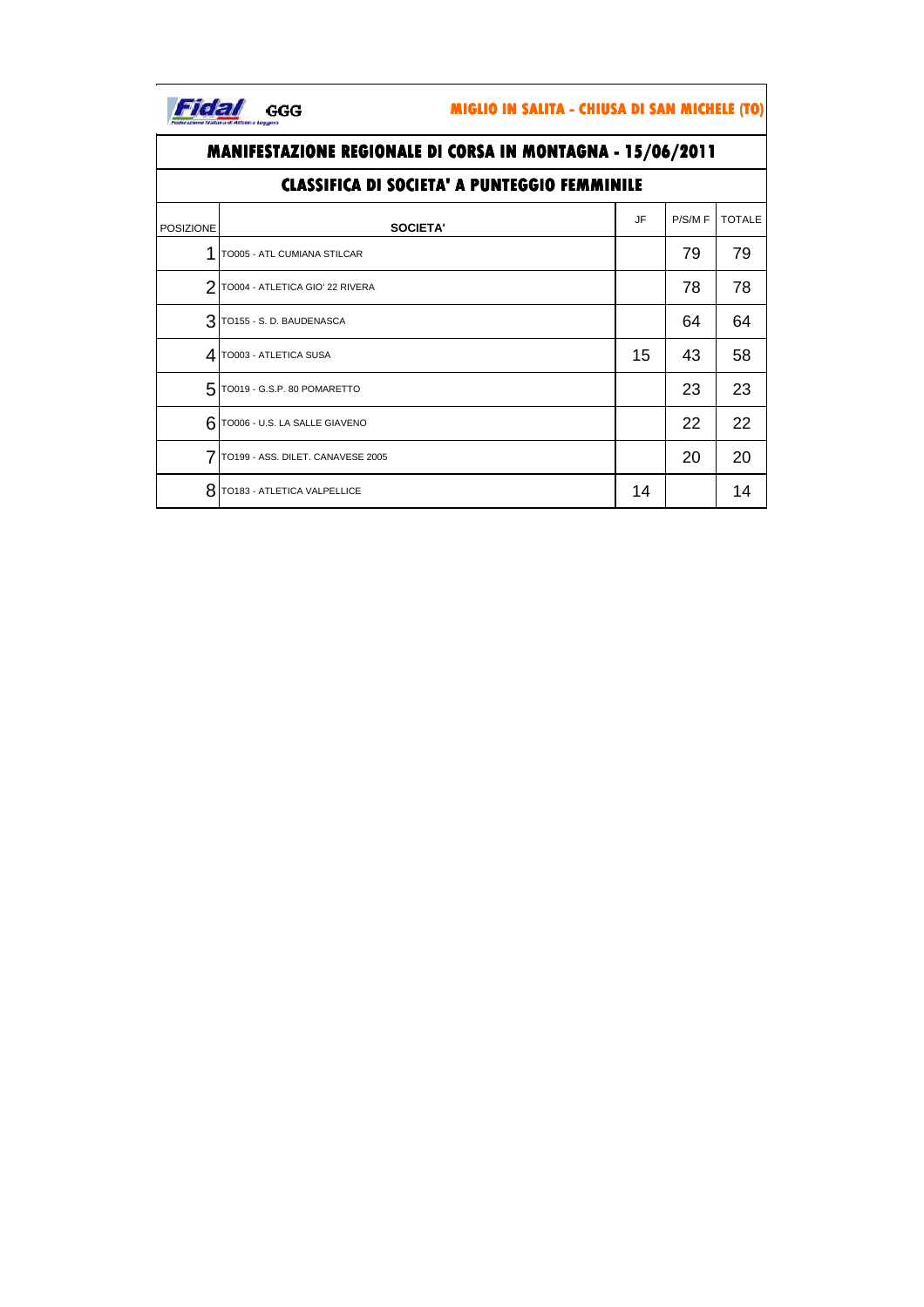Fidal GGG

MIGLIO IN SALITA - CHIUSA DI SAN MICHELE (TO)

# MANIFESTAZIONE REGIONALE DI CORSA IN MONTAGNA - 15/06/2011

## CLASSIFICA DI SOCIETA' A PUNTEGGIO FEMMINILE

| POSIZIONE | SOCIETA' | JF | P/S/M F | TOTALE |
|---|---|---|---|---|
| 1 | TO005 - ATL CUMIANA STILCAR | | 79 | 79 |
| 2 | TO004 - ATLETICA GIO' 22 RIVERA | | 78 | 78 |
| 3 | TO155 - S. D. BAUDENASCA | | 64 | 64 |
| 4 | TO003 - ATLETICA SUSA | 15 | 43 | 58 |
| 5 | TO019 - G.S.P. 80 POMARETTO | | 23 | 23 |
| 6 | TO006 - U.S. LA SALLE GIAVENO | | 22 | 22 |
| 7 | TO199 - ASS. DILET. CANAVESE 2005 | | 20 | 20 |
| 8 | TO183 - ATLETICA VALPELLICE | 14 | | 14 |